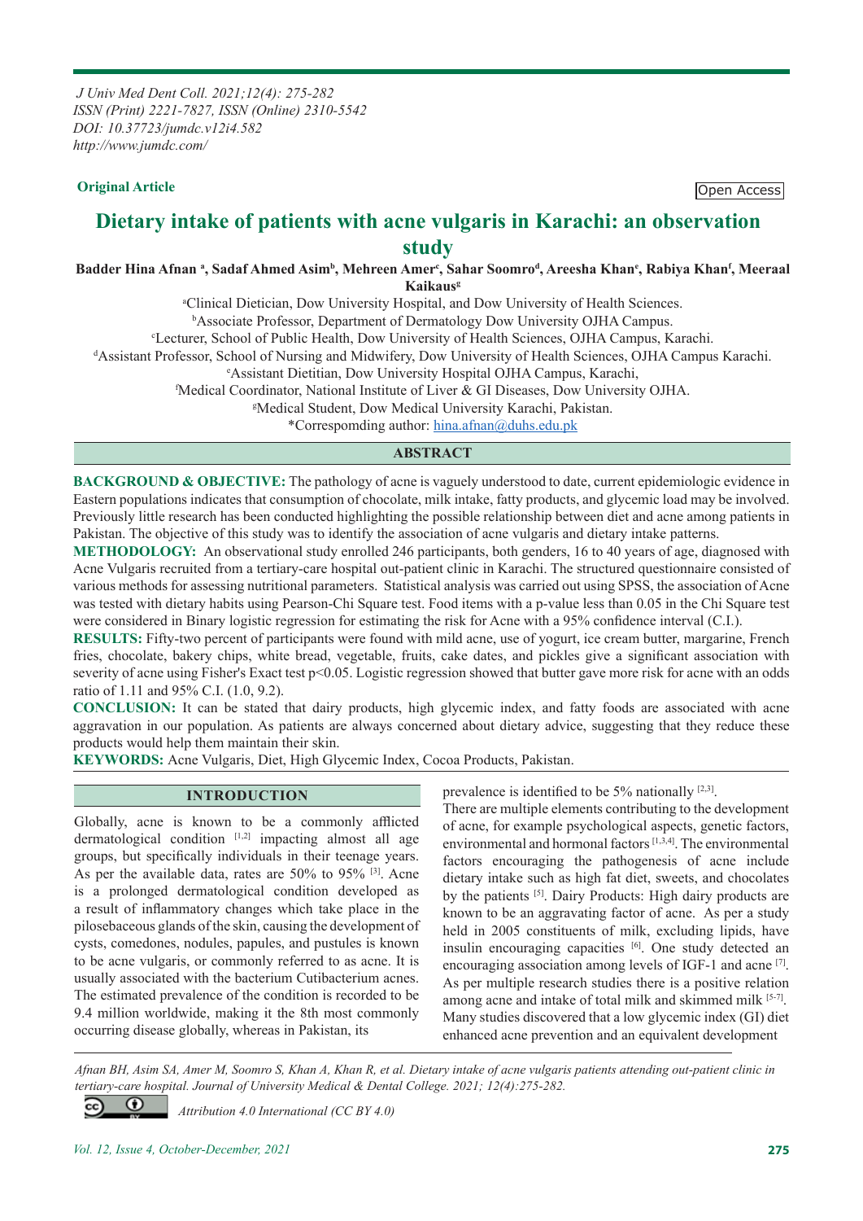J Univ Med Dent Coll. 2021;12(4): 275-282
ISSN (Print) 2221-7827, ISSN (Online) 2310-5542
DOI: 10.37723/jumdc.v12i4.582
http://www.jumdc.com/

**Original Article**

Open Access

# Dietary intake of patients with acne vulgaris in Karachi: an observation study

**Badder Hina Afnan [a], Sadaf Ahmed Asim[b], Mehreen Amer[c], Sahar Soomro[d], Areesha Khan[e], Rabiya Khan[f], Meeraal Kaikaus[g]**

[a]Clinical Dietician, Dow University Hospital, and Dow University of Health Sciences.
[b]Associate Professor, Department of Dermatology Dow University OJHA Campus.
[c]Lecturer, School of Public Health, Dow University of Health Sciences, OJHA Campus, Karachi.
[d]Assistant Professor, School of Nursing and Midwifery, Dow University of Health Sciences, OJHA Campus Karachi.
[e]Assistant Dietitian, Dow University Hospital OJHA Campus, Karachi,
[f]Medical Coordinator, National Institute of Liver & GI Diseases, Dow University OJHA.
[g]Medical Student, Dow Medical University Karachi, Pakistan.
*Correspomding author: hina.afnan@duhs.edu.pk

## ABSTRACT

**BACKGROUND & OBJECTIVE:** The pathology of acne is vaguely understood to date, current epidemiologic evidence in Eastern populations indicates that consumption of chocolate, milk intake, fatty products, and glycemic load may be involved. Previously little research has been conducted highlighting the possible relationship between diet and acne among patients in Pakistan. The objective of this study was to identify the association of acne vulgaris and dietary intake patterns.

**METHODOLOGY:** An observational study enrolled 246 participants, both genders, 16 to 40 years of age, diagnosed with Acne Vulgaris recruited from a tertiary-care hospital out-patient clinic in Karachi. The structured questionnaire consisted of various methods for assessing nutritional parameters. Statistical analysis was carried out using SPSS, the association of Acne was tested with dietary habits using Pearson-Chi Square test. Food items with a p-value less than 0.05 in the Chi Square test were considered in Binary logistic regression for estimating the risk for Acne with a 95% confidence interval (C.I.).

**RESULTS:** Fifty-two percent of participants were found with mild acne, use of yogurt, ice cream butter, margarine, French fries, chocolate, bakery chips, white bread, vegetable, fruits, cake dates, and pickles give a significant association with severity of acne using Fisher's Exact test $p<0.05$. Logistic regression showed that butter gave more risk for acne with an odds ratio of 1.11 and 95% C.I. (1.0, 9.2).

**CONCLUSION:** It can be stated that dairy products, high glycemic index, and fatty foods are associated with acne aggravation in our population. As patients are always concerned about dietary advice, suggesting that they reduce these products would help them maintain their skin.

**KEYWORDS:** Acne Vulgaris, Diet, High Glycemic Index, Cocoa Products, Pakistan.

## INTRODUCTION

Globally, acne is known to be a commonly afflicted dermatological condition [1,2] impacting almost all age groups, but specifically individuals in their teenage years. As per the available data, rates are 50% to 95% [3]. Acne is a prolonged dermatological condition developed as a result of inflammatory changes which take place in the pilosebaceous glands of the skin, causing the development of cysts, comedones, nodules, papules, and pustules is known to be acne vulgaris, or commonly referred to as acne. It is usually associated with the bacterium Cutibacterium acnes. The estimated prevalence of the condition is recorded to be 9.4 million worldwide, making it the 8th most commonly occurring disease globally, whereas in Pakistan, its prevalence is identified to be 5% nationally [2,3].

There are multiple elements contributing to the development of acne, for example psychological aspects, genetic factors, environmental and hormonal factors [1,3,4]. The environmental factors encouraging the pathogenesis of acne include dietary intake such as high fat diet, sweets, and chocolates by the patients [5]. Dairy Products: High dairy products are known to be an aggravating factor of acne. As per a study held in 2005 constituents of milk, excluding lipids, have insulin encouraging capacities [6]. One study detected an encouraging association among levels of IGF-1 and acne [7]. As per multiple research studies there is a positive relation among acne and intake of total milk and skimmed milk [5-7]. Many studies discovered that a low glycemic index (GI) diet enhanced acne prevention and an equivalent development

Afnan BH, Asim SA, Amer M, Soomro S, Khan A, Khan R, et al. Dietary intake of acne vulgaris patients attending out-patient clinic in tertiary-care hospital. Journal of University Medical & Dental College. 2021; 12(4):275-282.

Attribution 4.0 International (CC BY 4.0)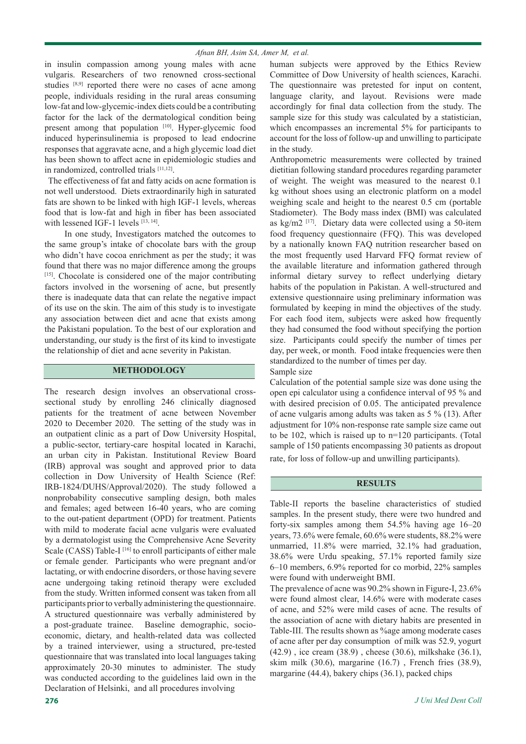in insulin compassion among young males with acne vulgaris. Researchers of two renowned cross-sectional studies [8,9] reported there were no cases of acne among people, individuals residing in the rural areas consuming low-fat and low-glycemic-index diets could be a contributing factor for the lack of the dermatological condition being present among that population [10]. Hyper-glycemic food induced hyperinsulinemia is proposed to lead endocrine responses that aggravate acne, and a high glycemic load diet has been shown to affect acne in epidemiologic studies and in randomized, controlled trials [11,12].

The effectiveness of fat and fatty acids on acne formation is not well understood. Diets extraordinarily high in saturated fats are shown to be linked with high IGF-1 levels, whereas food that is low-fat and high in fiber has been associated with lessened IGF-1 levels [13, 14].

In one study, Investigators matched the outcomes to the same group's intake of chocolate bars with the group who didn't have cocoa enrichment as per the study; it was found that there was no major difference among the groups [15]. Chocolate is considered one of the major contributing factors involved in the worsening of acne, but presently there is inadequate data that can relate the negative impact of its use on the skin. The aim of this study is to investigate any association between diet and acne that exists among the Pakistani population. To the best of our exploration and understanding, our study is the first of its kind to investigate the relationship of diet and acne severity in Pakistan.

## METHODOLOGY

The research design involves an observational cross-sectional study by enrolling 246 clinically diagnosed patients for the treatment of acne between November 2020 to December 2020. The setting of the study was in an outpatient clinic as a part of Dow University Hospital, a public-sector, tertiary-care hospital located in Karachi, an urban city in Pakistan. Institutional Review Board (IRB) approval was sought and approved prior to data collection in Dow University of Health Science (Ref: IRB-1824/DUHS/Approval/2020). The study followed a nonprobability consecutive sampling design, both males and females; aged between 16-40 years, who are coming to the out-patient department (OPD) for treatment. Patients with mild to moderate facial acne vulgaris were evaluated by a dermatologist using the Comprehensive Acne Severity Scale (CASS) Table-I [16] to enroll participants of either male or female gender. Participants who were pregnant and/or lactating, or with endocrine disorders, or those having severe acne undergoing taking retinoid therapy were excluded from the study. Written informed consent was taken from all participants prior to verbally administering the questionnaire. A structured questionnaire was verbally administered by a post-graduate trainee. Baseline demographic, socio-economic, dietary, and health-related data was collected by a trained interviewer, using a structured, pre-tested questionnaire that was translated into local languages taking approximately 20-30 minutes to administer. The study was conducted according to the guidelines laid own in the Declaration of Helsinki, and all procedures involving human subjects were approved by the Ethics Review Committee of Dow University of health sciences, Karachi. The questionnaire was pretested for input on content, language clarity, and layout. Revisions were made accordingly for final data collection from the study. The sample size for this study was calculated by a statistician, which encompasses an incremental 5% for participants to account for the loss of follow-up and unwilling to participate in the study.

Anthropometric measurements were collected by trained dietitian following standard procedures regarding parameter of weight. The weight was measured to the nearest 0.1 kg without shoes using an electronic platform on a model weighing scale and height to the nearest 0.5 cm (portable Stadiometer). The Body mass index (BMI) was calculated as kg/m2 [17]. Dietary data were collected using a 50-item food frequency questionnaire (FFQ). This was developed by a nationally known FAQ nutrition researcher based on the most frequently used Harvard FFQ format review of the available literature and information gathered through informal dietary survey to reflect underlying dietary habits of the population in Pakistan. A well-structured and extensive questionnaire using preliminary information was formulated by keeping in mind the objectives of the study. For each food item, subjects were asked how frequently they had consumed the food without specifying the portion size. Participants could specify the number of times per day, per week, or month. Food intake frequencies were then standardized to the number of times per day.

Sample size

Calculation of the potential sample size was done using the open epi calculator using a confidence interval of 95 % and with desired precision of 0.05. The anticipated prevalence of acne vulgaris among adults was taken as 5 % (13). After adjustment for 10% non-response rate sample size came out to be 102, which is raised up to n=120 participants. (Total sample of 150 patients encompassing 30 patients as dropout rate, for loss of follow-up and unwilling participants).

## RESULTS

Table-II reports the baseline characteristics of studied samples. In the present study, there were two hundred and forty-six samples among them 54.5% having age 16–20 years, 73.6% were female, 60.6% were students, 88.2% were unmarried, 11.8% were married, 32.1% had graduation, 38.6% were Urdu speaking, 57.1% reported family size 6–10 members, 6.9% reported for co morbid, 22% samples were found with underweight BMI.

The prevalence of acne was 90.2% shown in Figure-I, 23.6% were found almost clear, 14.6% were with moderate cases of acne, and 52% were mild cases of acne. The results of the association of acne with dietary habits are presented in Table-III. The results shown as %age among moderate cases of acne after per day consumption of milk was 52.9, yogurt (42.9) , ice cream (38.9) , cheese (30.6), milkshake (36.1), skim milk (30.6), margarine (16.7) , French fries (38.9), margarine (44.4), bakery chips (36.1), packed chips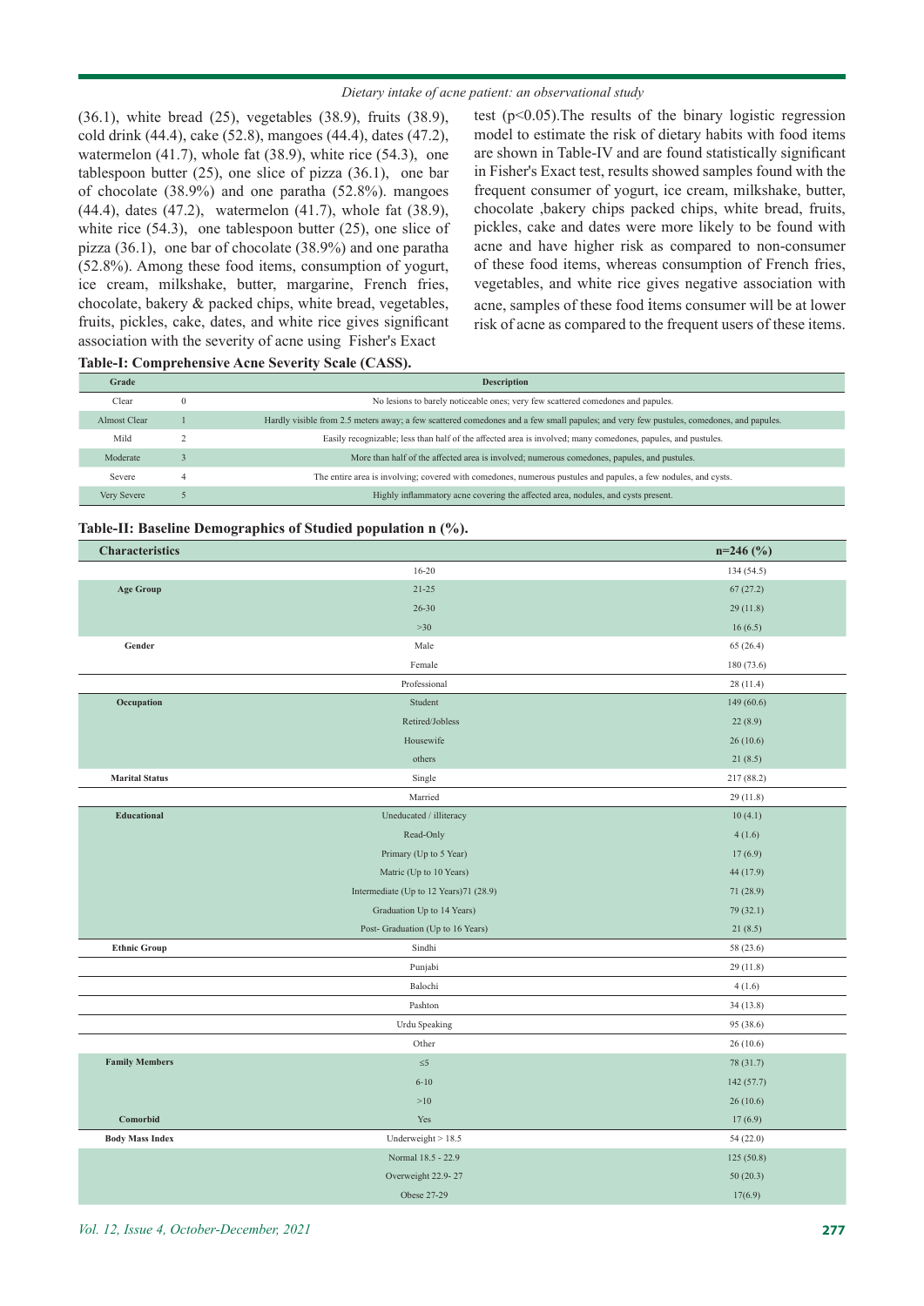(36.1), white bread (25), vegetables (38.9), fruits (38.9), cold drink (44.4), cake (52.8), mangoes (44.4), dates (47.2), watermelon (41.7), whole fat (38.9), white rice (54.3), one tablespoon butter (25), one slice of pizza (36.1), one bar of chocolate (38.9%) and one paratha (52.8%). mangoes (44.4), dates (47.2), watermelon (41.7), whole fat (38.9), white rice (54.3), one tablespoon butter (25), one slice of pizza (36.1), one bar of chocolate (38.9%) and one paratha (52.8%). Among these food items, consumption of yogurt, ice cream, milkshake, butter, margarine, French fries, chocolate, bakery & packed chips, white bread, vegetables, fruits, pickles, cake, dates, and white rice gives significant association with the severity of acne using Fisher's Exact test ($p<0.05$).The results of the binary logistic regression model to estimate the risk of dietary habits with food items are shown in Table-IV and are found statistically significant in Fisher's Exact test, results showed samples found with the frequent consumer of yogurt, ice cream, milkshake, butter, chocolate ,bakery chips packed chips, white bread, fruits, pickles, cake and dates were more likely to be found with acne and have higher risk as compared to non-consumer of these food items, whereas consumption of French fries, vegetables, and white rice gives negative association with acne, samples of these food items consumer will be at lower risk of acne as compared to the frequent users of these items.

**Table-I: Comprehensive Acne Severity Scale (CASS).**

| Grade | | Description |
|---|---|---|
| Clear | 0 | No lesions to barely noticeable ones; very few scattered comedones and papules. |
| Almost Clear | 1 | Hardly visible from 2.5 meters away; a few scattered comedones and a few small papules; and very few pustules, comedones, and papules. |
| Mild | 2 | Easily recognizable; less than half of the affected area is involved; many comedones, papules, and pustules. |
| Moderate | 3 | More than half of the affected area is involved; numerous comedones, papules, and pustules. |
| Severe | 4 | The entire area is involving; covered with comedones, numerous pustules and papules, a few nodules, and cysts. |
| Very Severe | 5 | Highly inflammatory acne covering the affected area, nodules, and cysts present. |

**Table-II: Baseline Demographics of Studied population n (%).**

| Characteristics | | n=246 (%) |
|---|---|---|
| | 16-20 | 134 (54.5) |
| Age Group | 21-25 | 67 (27.2) |
| | 26-30 | 29 (11.8) |
| | >30 | 16 (6.5) |
| Gender | Male | 65 (26.4) |
| | Female | 180 (73.6) |
| | Professional | 28 (11.4) |
| Occupation | Student | 149 (60.6) |
| | Retired/Jobless | 22 (8.9) |
| | Housewife | 26 (10.6) |
| | others | 21 (8.5) |
| Marital Status | Single | 217 (88.2) |
| | Married | 29 (11.8) |
| Educational | Uneducated / illiteracy | 10 (4.1) |
| | Read-Only | 4 (1.6) |
| | Primary (Up to 5 Year) | 17 (6.9) |
| | Matric (Up to 10 Years) | 44 (17.9) |
| | Intermediate (Up to 12 Years)71 (28.9) | 71 (28.9) |
| | Graduation Up to 14 Years) | 79 (32.1) |
| | Post- Graduation (Up to 16 Years) | 21 (8.5) |
| Ethnic Group | Sindhi | 58 (23.6) |
| | Punjabi | 29 (11.8) |
| | Balochi | 4 (1.6) |
| | Pashton | 34 (13.8) |
| | Urdu Speaking | 95 (38.6) |
| | Other | 26 (10.6) |
| Family Members | ≤5 | 78 (31.7) |
| | 6-10 | 142 (57.7) |
| | >10 | 26 (10.6) |
| Comorbid | Yes | 17 (6.9) |
| Body Mass Index | Underweight > 18.5 | 54 (22.0) |
| | Normal 18.5 - 22.9 | 125 (50.8) |
| | Overweight 22.9- 27 | 50 (20.3) |
| | Obese 27-29 | 17(6.9) |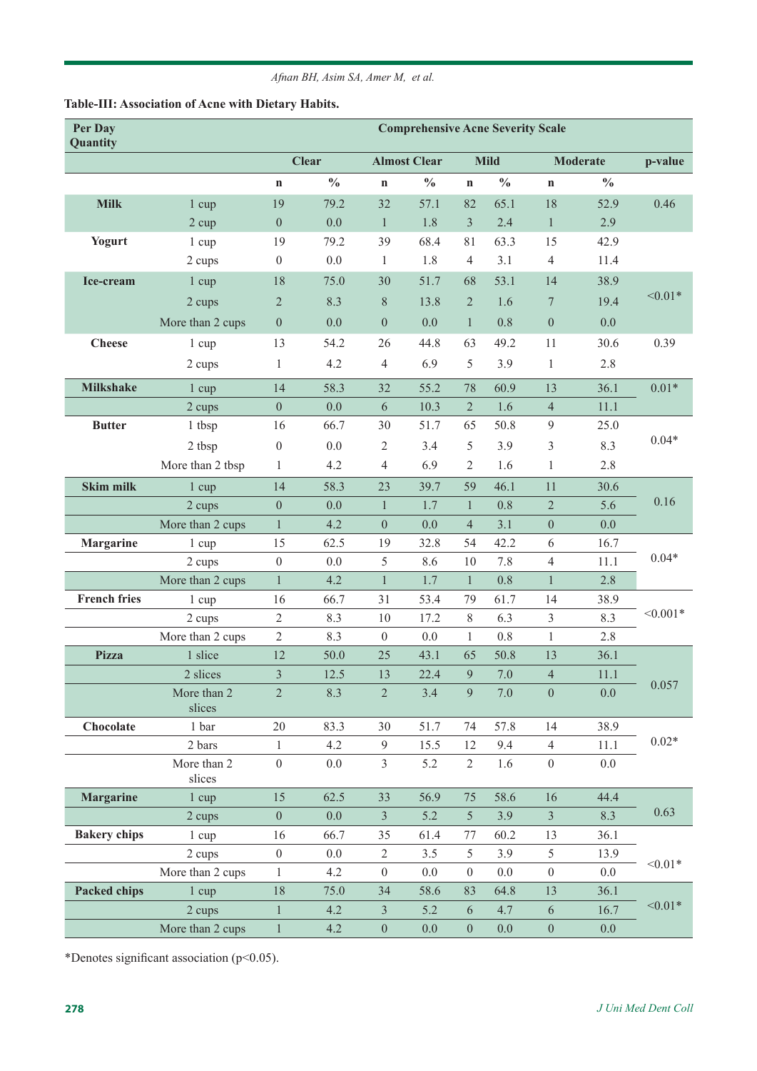**Table-III: Association of Acne with Dietary Habits.**

| Per Day Quantity | | Comprehensive Acne Severity Scale | | | | | | | | |
|---|---|---|---|---|---|---|---|---|---|---|
| | | Clear | | Almost Clear | | Mild | | Moderate | | p-value |
| | | n | % | n | % | n | % | n | % | |
| Milk | 1 cup | 19 | 79.2 | 32 | 57.1 | 82 | 65.1 | 18 | 52.9 | 0.46 |
| | 2 cup | 0 | 0.0 | 1 | 1.8 | 3 | 2.4 | 1 | 2.9 | |
| Yogurt | 1 cup | 19 | 79.2 | 39 | 68.4 | 81 | 63.3 | 15 | 42.9 | |
| | 2 cups | 0 | 0.0 | 1 | 1.8 | 4 | 3.1 | 4 | 11.4 | |
| Ice-cream | 1 cup | 18 | 75.0 | 30 | 51.7 | 68 | 53.1 | 14 | 38.9 | <0.01* |
| | 2 cups | 2 | 8.3 | 8 | 13.8 | 2 | 1.6 | 7 | 19.4 | |
| | More than 2 cups | 0 | 0.0 | 0 | 0.0 | 1 | 0.8 | 0 | 0.0 | |
| Cheese | 1 cup | 13 | 54.2 | 26 | 44.8 | 63 | 49.2 | 11 | 30.6 | 0.39 |
| | 2 cups | 1 | 4.2 | 4 | 6.9 | 5 | 3.9 | 1 | 2.8 | |
| Milkshake | 1 cup | 14 | 58.3 | 32 | 55.2 | 78 | 60.9 | 13 | 36.1 | 0.01* |
| | 2 cups | 0 | 0.0 | 6 | 10.3 | 2 | 1.6 | 4 | 11.1 | |
| Butter | 1 tbsp | 16 | 66.7 | 30 | 51.7 | 65 | 50.8 | 9 | 25.0 | 0.04* |
| | 2 tbsp | 0 | 0.0 | 2 | 3.4 | 5 | 3.9 | 3 | 8.3 | |
| | More than 2 tbsp | 1 | 4.2 | 4 | 6.9 | 2 | 1.6 | 1 | 2.8 | |
| Skim milk | 1 cup | 14 | 58.3 | 23 | 39.7 | 59 | 46.1 | 11 | 30.6 | 0.16 |
| | 2 cups | 0 | 0.0 | 1 | 1.7 | 1 | 0.8 | 2 | 5.6 | |
| | More than 2 cups | 1 | 4.2 | 0 | 0.0 | 4 | 3.1 | 0 | 0.0 | |
| Margarine | 1 cup | 15 | 62.5 | 19 | 32.8 | 54 | 42.2 | 6 | 16.7 | 0.04* |
| | 2 cups | 0 | 0.0 | 5 | 8.6 | 10 | 7.8 | 4 | 11.1 | |
| | More than 2 cups | 1 | 4.2 | 1 | 1.7 | 1 | 0.8 | 1 | 2.8 | |
| French fries | 1 cup | 16 | 66.7 | 31 | 53.4 | 79 | 61.7 | 14 | 38.9 | <0.001* |
| | 2 cups | 2 | 8.3 | 10 | 17.2 | 8 | 6.3 | 3 | 8.3 | |
| | More than 2 cups | 2 | 8.3 | 0 | 0.0 | 1 | 0.8 | 1 | 2.8 | |
| Pizza | 1 slice | 12 | 50.0 | 25 | 43.1 | 65 | 50.8 | 13 | 36.1 | 0.057 |
| | 2 slices | 3 | 12.5 | 13 | 22.4 | 9 | 7.0 | 4 | 11.1 | |
| | More than 2 slices | 2 | 8.3 | 2 | 3.4 | 9 | 7.0 | 0 | 0.0 | |
| Chocolate | 1 bar | 20 | 83.3 | 30 | 51.7 | 74 | 57.8 | 14 | 38.9 | 0.02* |
| | 2 bars | 1 | 4.2 | 9 | 15.5 | 12 | 9.4 | 4 | 11.1 | |
| | More than 2 slices | 0 | 0.0 | 3 | 5.2 | 2 | 1.6 | 0 | 0.0 | |
| Margarine | 1 cup | 15 | 62.5 | 33 | 56.9 | 75 | 58.6 | 16 | 44.4 | 0.63 |
| | 2 cups | 0 | 0.0 | 3 | 5.2 | 5 | 3.9 | 3 | 8.3 | |
| Bakery chips | 1 cup | 16 | 66.7 | 35 | 61.4 | 77 | 60.2 | 13 | 36.1 | <0.01* |
| | 2 cups | 0 | 0.0 | 2 | 3.5 | 5 | 3.9 | 5 | 13.9 | |
| | More than 2 cups | 1 | 4.2 | 0 | 0.0 | 0 | 0.0 | 0 | 0.0 | |
| Packed chips | 1 cup | 18 | 75.0 | 34 | 58.6 | 83 | 64.8 | 13 | 36.1 | <0.01* |
| | 2 cups | 1 | 4.2 | 3 | 5.2 | 6 | 4.7 | 6 | 16.7 | |
| | More than 2 cups | 1 | 4.2 | 0 | 0.0 | 0 | 0.0 | 0 | 0.0 | |

*Denotes significant association (p<0.05).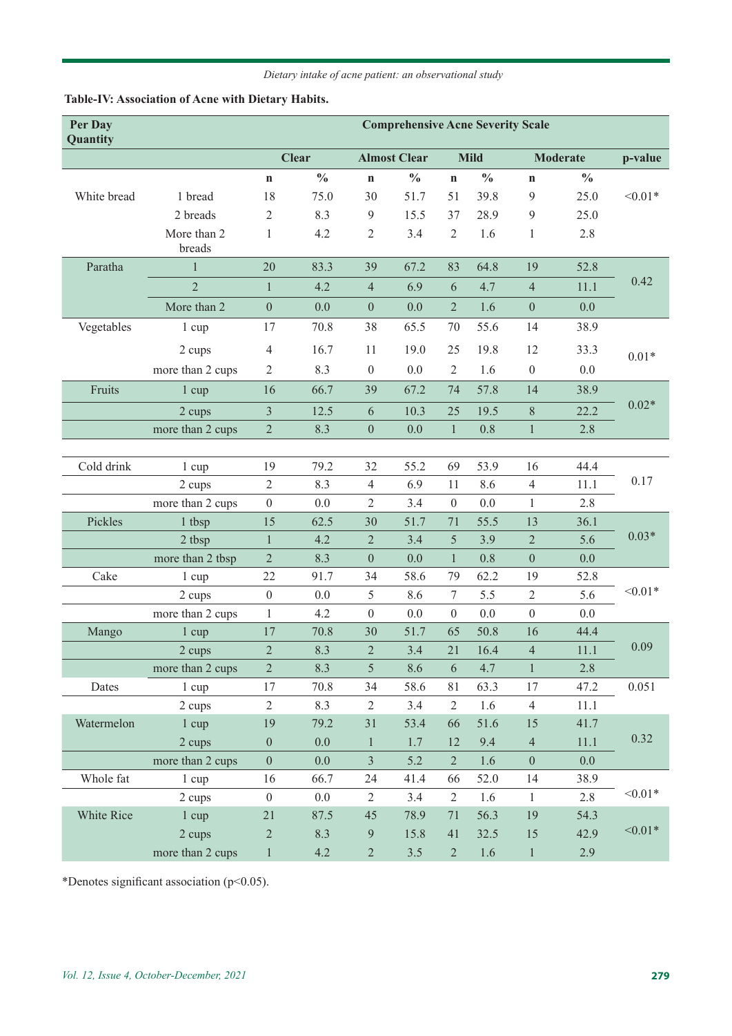**Table-IV: Association of Acne with Dietary Habits.**

| Per Day Quantity | | Comprehensive Acne Severity Scale | | | | | | | | |
|---|---|---|---|---|---|---|---|---|---|---|
| | | Clear | | Almost Clear | | Mild | | Moderate | | p-value |
| | | n | % | n | % | n | % | n | % | |
| White bread | 1 bread | 18 | 75.0 | 30 | 51.7 | 51 | 39.8 | 9 | 25.0 | <0.01* |
| | 2 breads | 2 | 8.3 | 9 | 15.5 | 37 | 28.9 | 9 | 25.0 | |
| | More than 2 breads | 1 | 4.2 | 2 | 3.4 | 2 | 1.6 | 1 | 2.8 | |
| Paratha | 1 | 20 | 83.3 | 39 | 67.2 | 83 | 64.8 | 19 | 52.8 | 0.42 |
| | 2 | 1 | 4.2 | 4 | 6.9 | 6 | 4.7 | 4 | 11.1 | |
| | More than 2 | 0 | 0.0 | 0 | 0.0 | 2 | 1.6 | 0 | 0.0 | |
| Vegetables | 1 cup | 17 | 70.8 | 38 | 65.5 | 70 | 55.6 | 14 | 38.9 | 0.01* |
| | 2 cups | 4 | 16.7 | 11 | 19.0 | 25 | 19.8 | 12 | 33.3 | |
| | more than 2 cups | 2 | 8.3 | 0 | 0.0 | 2 | 1.6 | 0 | 0.0 | |
| Fruits | 1 cup | 16 | 66.7 | 39 | 67.2 | 74 | 57.8 | 14 | 38.9 | 0.02* |
| | 2 cups | 3 | 12.5 | 6 | 10.3 | 25 | 19.5 | 8 | 22.2 | |
| | more than 2 cups | 2 | 8.3 | 0 | 0.0 | 1 | 0.8 | 1 | 2.8 | |
| Cold drink | 1 cup | 19 | 79.2 | 32 | 55.2 | 69 | 53.9 | 16 | 44.4 | 0.17 |
| | 2 cups | 2 | 8.3 | 4 | 6.9 | 11 | 8.6 | 4 | 11.1 | |
| | more than 2 cups | 0 | 0.0 | 2 | 3.4 | 0 | 0.0 | 1 | 2.8 | |
| Pickles | 1 tbsp | 15 | 62.5 | 30 | 51.7 | 71 | 55.5 | 13 | 36.1 | 0.03* |
| | 2 tbsp | 1 | 4.2 | 2 | 3.4 | 5 | 3.9 | 2 | 5.6 | |
| | more than 2 tbsp | 2 | 8.3 | 0 | 0.0 | 1 | 0.8 | 0 | 0.0 | |
| Cake | 1 cup | 22 | 91.7 | 34 | 58.6 | 79 | 62.2 | 19 | 52.8 | <0.01* |
| | 2 cups | 0 | 0.0 | 5 | 8.6 | 7 | 5.5 | 2 | 5.6 | |
| | more than 2 cups | 1 | 4.2 | 0 | 0.0 | 0 | 0.0 | 0 | 0.0 | |
| Mango | 1 cup | 17 | 70.8 | 30 | 51.7 | 65 | 50.8 | 16 | 44.4 | 0.09 |
| | 2 cups | 2 | 8.3 | 2 | 3.4 | 21 | 16.4 | 4 | 11.1 | |
| | more than 2 cups | 2 | 8.3 | 5 | 8.6 | 6 | 4.7 | 1 | 2.8 | |
| Dates | 1 cup | 17 | 70.8 | 34 | 58.6 | 81 | 63.3 | 17 | 47.2 | 0.051 |
| | 2 cups | 2 | 8.3 | 2 | 3.4 | 2 | 1.6 | 4 | 11.1 | |
| Watermelon | 1 cup | 19 | 79.2 | 31 | 53.4 | 66 | 51.6 | 15 | 41.7 | 0.32 |
| | 2 cups | 0 | 0.0 | 1 | 1.7 | 12 | 9.4 | 4 | 11.1 | |
| | more than 2 cups | 0 | 0.0 | 3 | 5.2 | 2 | 1.6 | 0 | 0.0 | |
| Whole fat | 1 cup | 16 | 66.7 | 24 | 41.4 | 66 | 52.0 | 14 | 38.9 | <0.01* |
| | 2 cups | 0 | 0.0 | 2 | 3.4 | 2 | 1.6 | 1 | 2.8 | |
| White Rice | 1 cup | 21 | 87.5 | 45 | 78.9 | 71 | 56.3 | 19 | 54.3 | <0.01* |
| | 2 cups | 2 | 8.3 | 9 | 15.8 | 41 | 32.5 | 15 | 42.9 | |
| | more than 2 cups | 1 | 4.2 | 2 | 3.5 | 2 | 1.6 | 1 | 2.9 | |

*Denotes significant association (p<0.05).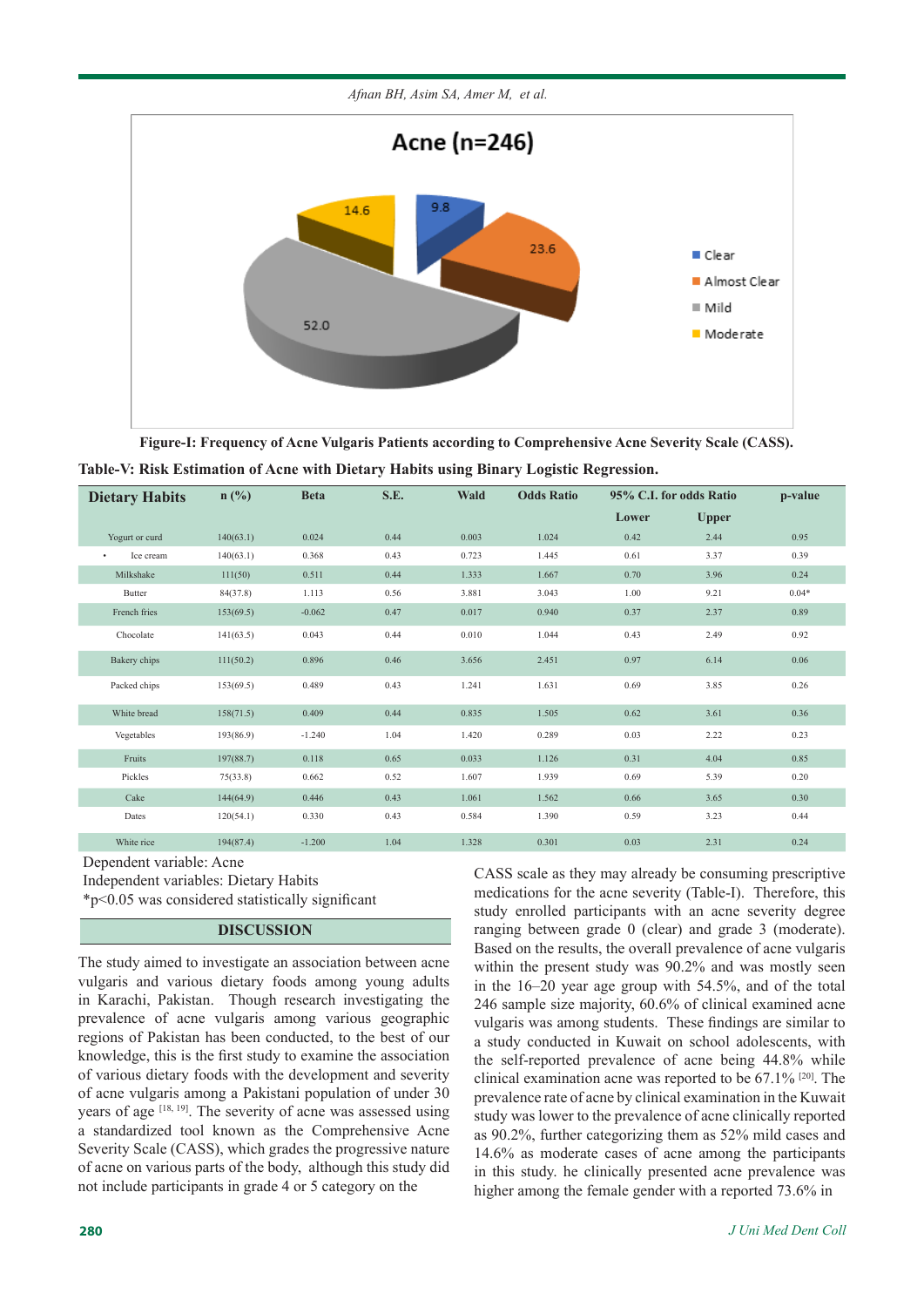Acne (n=246)

Clear 9.8, Almost Clear 23.6, Mild 52.0, Moderate 14.6

**Figure-I: Frequency of Acne Vulgaris Patients according to Comprehensive Acne Severity Scale (CASS).**

**Table-V: Risk Estimation of Acne with Dietary Habits using Binary Logistic Regression.**

| Dietary Habits | n (%) | Beta | S.E. | Wald | Odds Ratio | 95% C.I. for odds Ratio | | p-value |
|---|---|---|---|---|---|---|---|---|
| | | | | | | Lower | Upper | |
| Yogurt or curd | 140(63.1) | 0.024 | 0.44 | 0.003 | 1.024 | 0.42 | 2.44 | 0.95 |
| • Ice cream | 140(63.1) | 0.368 | 0.43 | 0.723 | 1.445 | 0.61 | 3.37 | 0.39 |
| Milkshake | 111(50) | 0.511 | 0.44 | 1.333 | 1.667 | 0.70 | 3.96 | 0.24 |
| Butter | 84(37.8) | 1.113 | 0.56 | 3.881 | 3.043 | 1.00 | 9.21 | 0.04* |
| French fries | 153(69.5) | -0.062 | 0.47 | 0.017 | 0.940 | 0.37 | 2.37 | 0.89 |
| Chocolate | 141(63.5) | 0.043 | 0.44 | 0.010 | 1.044 | 0.43 | 2.49 | 0.92 |
| Bakery chips | 111(50.2) | 0.896 | 0.46 | 3.656 | 2.451 | 0.97 | 6.14 | 0.06 |
| Packed chips | 153(69.5) | 0.489 | 0.43 | 1.241 | 1.631 | 0.69 | 3.85 | 0.26 |
| White bread | 158(71.5) | 0.409 | 0.44 | 0.835 | 1.505 | 0.62 | 3.61 | 0.36 |
| Vegetables | 193(86.9) | -1.240 | 1.04 | 1.420 | 0.289 | 0.03 | 2.22 | 0.23 |
| Fruits | 197(88.7) | 0.118 | 0.65 | 0.033 | 1.126 | 0.31 | 4.04 | 0.85 |
| Pickles | 75(33.8) | 0.662 | 0.52 | 1.607 | 1.939 | 0.69 | 5.39 | 0.20 |
| Cake | 144(64.9) | 0.446 | 0.43 | 1.061 | 1.562 | 0.66 | 3.65 | 0.30 |
| Dates | 120(54.1) | 0.330 | 0.43 | 0.584 | 1.390 | 0.59 | 3.23 | 0.44 |
| White rice | 194(87.4) | -1.200 | 1.04 | 1.328 | 0.301 | 0.03 | 2.31 | 0.24 |

Dependent variable: Acne
Independent variables: Dietary Habits
*p<0.05 was considered statistically significant

## DISCUSSION

The study aimed to investigate an association between acne vulgaris and various dietary foods among young adults in Karachi, Pakistan. Though research investigating the prevalence of acne vulgaris among various geographic regions of Pakistan has been conducted, to the best of our knowledge, this is the first study to examine the association of various dietary foods with the development and severity of acne vulgaris among a Pakistani population of under 30 years of age [18, 19]. The severity of acne was assessed using a standardized tool known as the Comprehensive Acne Severity Scale (CASS), which grades the progressive nature of acne on various parts of the body, although this study did not include participants in grade 4 or 5 category on the CASS scale as they may already be consuming prescriptive medications for the acne severity (Table-I). Therefore, this study enrolled participants with an acne severity degree ranging between grade 0 (clear) and grade 3 (moderate). Based on the results, the overall prevalence of acne vulgaris within the present study was 90.2% and was mostly seen in the 16–20 year age group with 54.5%, and of the total 246 sample size majority, 60.6% of clinical examined acne vulgaris was among students. These findings are similar to a study conducted in Kuwait on school adolescents, with the self-reported prevalence of acne being 44.8% while clinical examination acne was reported to be 67.1% [20]. The prevalence rate of acne by clinical examination in the Kuwait study was lower to the prevalence of acne clinically reported as 90.2%, further categorizing them as 52% mild cases and 14.6% as moderate cases of acne among the participants in this study. he clinically presented acne prevalence was higher among the female gender with a reported 73.6% in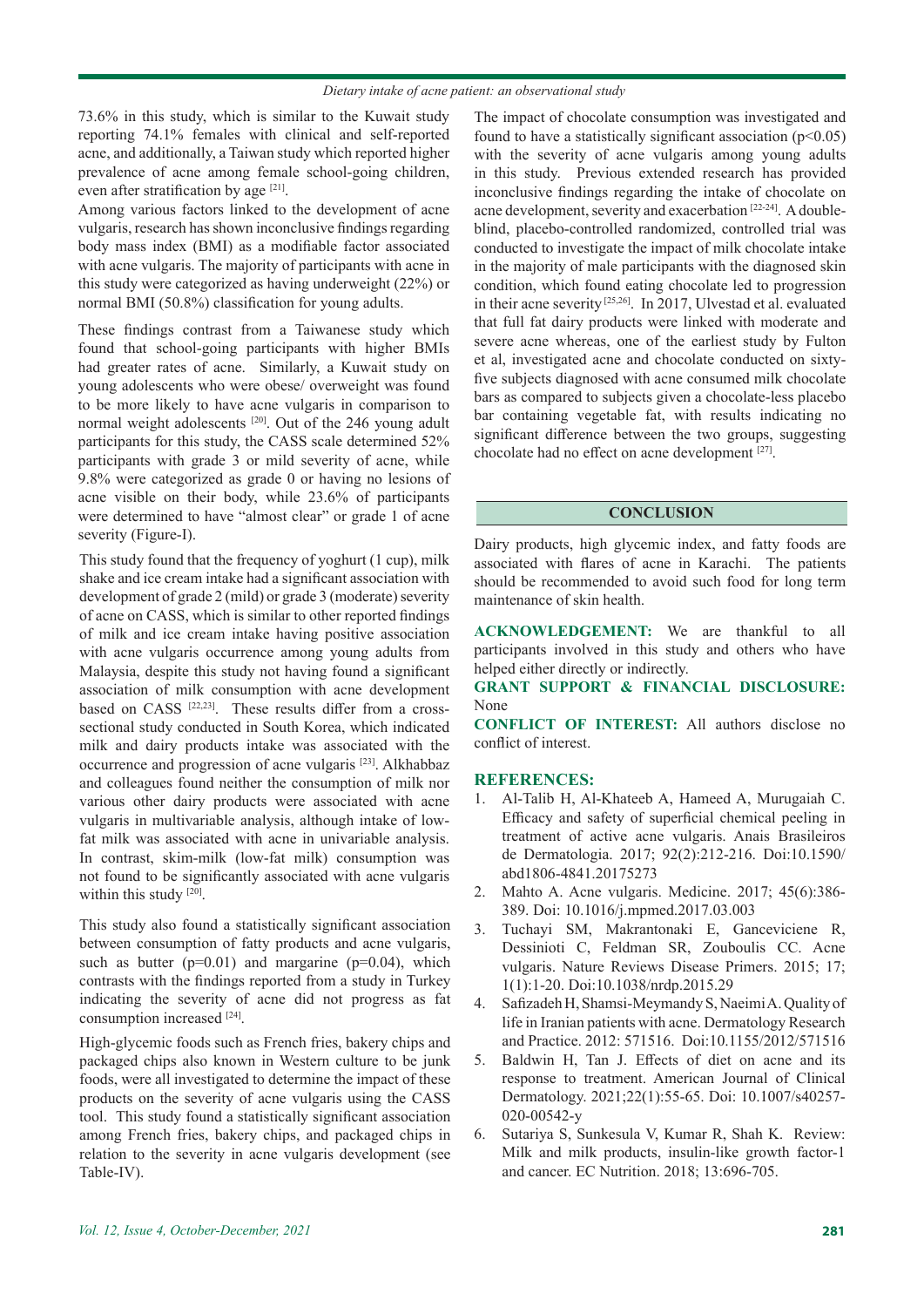73.6% in this study, which is similar to the Kuwait study reporting 74.1% females with clinical and self-reported acne, and additionally, a Taiwan study which reported higher prevalence of acne among female school-going children, even after stratification by age [21].

Among various factors linked to the development of acne vulgaris, research has shown inconclusive findings regarding body mass index (BMI) as a modifiable factor associated with acne vulgaris. The majority of participants with acne in this study were categorized as having underweight (22%) or normal BMI (50.8%) classification for young adults.

These findings contrast from a Taiwanese study which found that school-going participants with higher BMIs had greater rates of acne. Similarly, a Kuwait study on young adolescents who were obese/ overweight was found to be more likely to have acne vulgaris in comparison to normal weight adolescents [20]. Out of the 246 young adult participants for this study, the CASS scale determined 52% participants with grade 3 or mild severity of acne, while 9.8% were categorized as grade 0 or having no lesions of acne visible on their body, while 23.6% of participants were determined to have "almost clear" or grade 1 of acne severity (Figure-I).

This study found that the frequency of yoghurt (1 cup), milk shake and ice cream intake had a significant association with development of grade 2 (mild) or grade 3 (moderate) severity of acne on CASS, which is similar to other reported findings of milk and ice cream intake having positive association with acne vulgaris occurrence among young adults from Malaysia, despite this study not having found a significant association of milk consumption with acne development based on CASS [22,23]. These results differ from a cross-sectional study conducted in South Korea, which indicated milk and dairy products intake was associated with the occurrence and progression of acne vulgaris [23]. Alkhabbaz and colleagues found neither the consumption of milk nor various other dairy products were associated with acne vulgaris in multivariable analysis, although intake of low-fat milk was associated with acne in univariable analysis. In contrast, skim-milk (low-fat milk) consumption was not found to be significantly associated with acne vulgaris within this study [20].

This study also found a statistically significant association between consumption of fatty products and acne vulgaris, such as butter ($p=0.01$) and margarine ($p=0.04$), which contrasts with the findings reported from a study in Turkey indicating the severity of acne did not progress as fat consumption increased [24].

High-glycemic foods such as French fries, bakery chips and packaged chips also known in Western culture to be junk foods, were all investigated to determine the impact of these products on the severity of acne vulgaris using the CASS tool. This study found a statistically significant association among French fries, bakery chips, and packaged chips in relation to the severity in acne vulgaris development (see Table-IV).

The impact of chocolate consumption was investigated and found to have a statistically significant association ($p<0.05$) with the severity of acne vulgaris among young adults in this study. Previous extended research has provided inconclusive findings regarding the intake of chocolate on acne development, severity and exacerbation [22-24]. A double-blind, placebo-controlled randomized, controlled trial was conducted to investigate the impact of milk chocolate intake in the majority of male participants with the diagnosed skin condition, which found eating chocolate led to progression in their acne severity [25,26]. In 2017, Ulvestad et al. evaluated that full fat dairy products were linked with moderate and severe acne whereas, one of the earliest study by Fulton et al, investigated acne and chocolate conducted on sixty-five subjects diagnosed with acne consumed milk chocolate bars as compared to subjects given a chocolate-less placebo bar containing vegetable fat, with results indicating no significant difference between the two groups, suggesting chocolate had no effect on acne development [27].

## CONCLUSION

Dairy products, high glycemic index, and fatty foods are associated with flares of acne in Karachi. The patients should be recommended to avoid such food for long term maintenance of skin health.

**ACKNOWLEDGEMENT:** We are thankful to all participants involved in this study and others who have helped either directly or indirectly.

**GRANT SUPPORT & FINANCIAL DISCLOSURE:** None

**CONFLICT OF INTEREST:** All authors disclose no conflict of interest.

## REFERENCES:

1. Al-Talib H, Al-Khateeb A, Hameed A, Murugaiah C. Efficacy and safety of superficial chemical peeling in treatment of active acne vulgaris. Anais Brasileiros de Dermatologia. 2017; 92(2):212-216. Doi:10.1590/abd1806-4841.20175273
2. Mahto A. Acne vulgaris. Medicine. 2017; 45(6):386-389. Doi: 10.1016/j.mpmed.2017.03.003
3. Tuchayi SM, Makrantonaki E, Ganceviciene R, Dessinioti C, Feldman SR, Zouboulis CC. Acne vulgaris. Nature Reviews Disease Primers. 2015; 17; 1(1):1-20. Doi:10.1038/nrdp.2015.29
4. Safizadeh H, Shamsi-Meymandy S, Naeimi A. Quality of life in Iranian patients with acne. Dermatology Research and Practice. 2012: 571516. Doi:10.1155/2012/571516
5. Baldwin H, Tan J. Effects of diet on acne and its response to treatment. American Journal of Clinical Dermatology. 2021;22(1):55-65. Doi: 10.1007/s40257-020-00542-y
6. Sutariya S, Sunkesula V, Kumar R, Shah K. Review: Milk and milk products, insulin-like growth factor-1 and cancer. EC Nutrition. 2018; 13:696-705.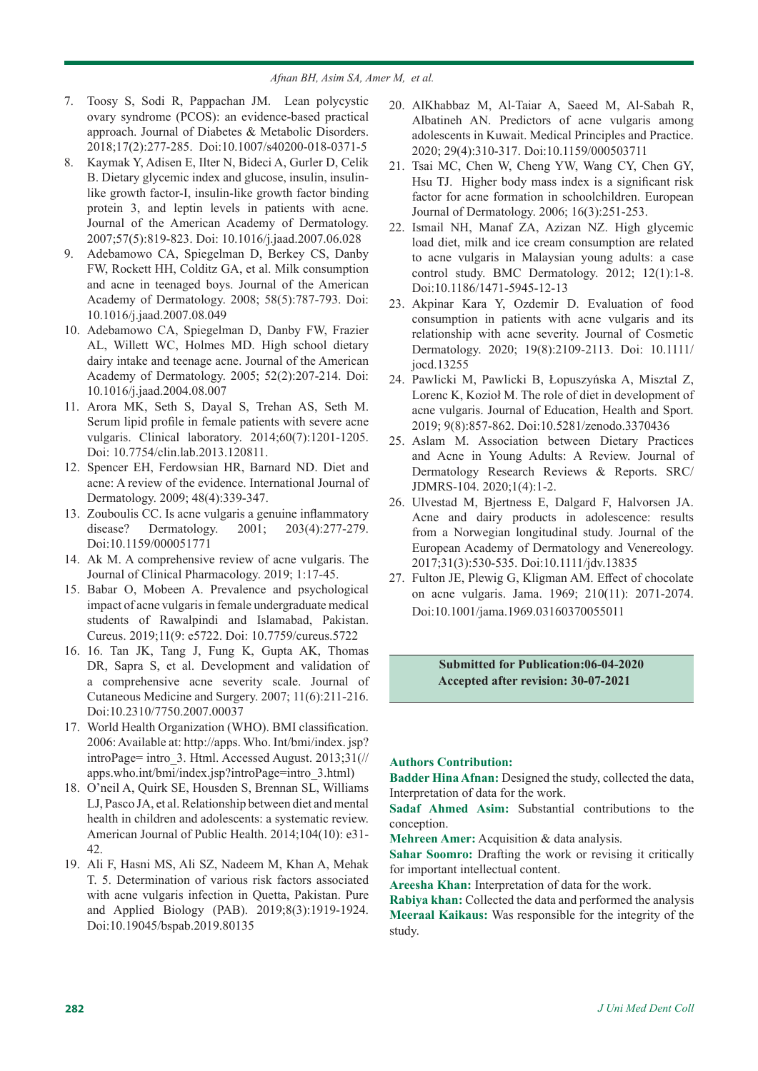7. Toosy S, Sodi R, Pappachan JM. Lean polycystic ovary syndrome (PCOS): an evidence-based practical approach. Journal of Diabetes & Metabolic Disorders. 2018;17(2):277-285. Doi:10.1007/s40200-018-0371-5
8. Kaymak Y, Adisen E, Ilter N, Bideci A, Gurler D, Celik B. Dietary glycemic index and glucose, insulin, insulin-like growth factor-I, insulin-like growth factor binding protein 3, and leptin levels in patients with acne. Journal of the American Academy of Dermatology. 2007;57(5):819-823. Doi: 10.1016/j.jaad.2007.06.028
9. Adebamowo CA, Spiegelman D, Berkey CS, Danby FW, Rockett HH, Colditz GA, et al. Milk consumption and acne in teenaged boys. Journal of the American Academy of Dermatology. 2008; 58(5):787-793. Doi: 10.1016/j.jaad.2007.08.049
10. Adebamowo CA, Spiegelman D, Danby FW, Frazier AL, Willett WC, Holmes MD. High school dietary dairy intake and teenage acne. Journal of the American Academy of Dermatology. 2005; 52(2):207-214. Doi: 10.1016/j.jaad.2004.08.007
11. Arora MK, Seth S, Dayal S, Trehan AS, Seth M. Serum lipid profile in female patients with severe acne vulgaris. Clinical laboratory. 2014;60(7):1201-1205. Doi: 10.7754/clin.lab.2013.120811.
12. Spencer EH, Ferdowsian HR, Barnard ND. Diet and acne: A review of the evidence. International Journal of Dermatology. 2009; 48(4):339-347.
13. Zouboulis CC. Is acne vulgaris a genuine inflammatory disease? Dermatology. 2001; 203(4):277-279. Doi:10.1159/000051771
14. Ak M. A comprehensive review of acne vulgaris. The Journal of Clinical Pharmacology. 2019; 1:17-45.
15. Babar O, Mobeen A. Prevalence and psychological impact of acne vulgaris in female undergraduate medical students of Rawalpindi and Islamabad, Pakistan. Cureus. 2019;11(9: e5722. Doi: 10.7759/cureus.5722
16. 16. Tan JK, Tang J, Fung K, Gupta AK, Thomas DR, Sapra S, et al. Development and validation of a comprehensive acne severity scale. Journal of Cutaneous Medicine and Surgery. 2007; 11(6):211-216. Doi:10.2310/7750.2007.00037
17. World Health Organization (WHO). BMI classification. 2006: Available at: http://apps. Who. Int/bmi/index. jsp? introPage= intro_3. Html. Accessed August. 2013;31(// apps.who.int/bmi/index.jsp?introPage=intro_3.html)
18. O'neil A, Quirk SE, Housden S, Brennan SL, Williams LJ, Pasco JA, et al. Relationship between diet and mental health in children and adolescents: a systematic review. American Journal of Public Health. 2014;104(10): e31-42.
19. Ali F, Hasni MS, Ali SZ, Nadeem M, Khan A, Mehak T. 5. Determination of various risk factors associated with acne vulgaris infection in Quetta, Pakistan. Pure and Applied Biology (PAB). 2019;8(3):1919-1924. Doi:10.19045/bspab.2019.80135
20. AlKhabbaz M, Al-Taiar A, Saeed M, Al-Sabah R, Albatineh AN. Predictors of acne vulgaris among adolescents in Kuwait. Medical Principles and Practice. 2020; 29(4):310-317. Doi:10.1159/000503711
21. Tsai MC, Chen W, Cheng YW, Wang CY, Chen GY, Hsu TJ. Higher body mass index is a significant risk factor for acne formation in schoolchildren. European Journal of Dermatology. 2006; 16(3):251-253.
22. Ismail NH, Manaf ZA, Azizan NZ. High glycemic load diet, milk and ice cream consumption are related to acne vulgaris in Malaysian young adults: a case control study. BMC Dermatology. 2012; 12(1):1-8. Doi:10.1186/1471-5945-12-13
23. Akpinar Kara Y, Ozdemir D. Evaluation of food consumption in patients with acne vulgaris and its relationship with acne severity. Journal of Cosmetic Dermatology. 2020; 19(8):2109-2113. Doi: 10.1111/jocd.13255
24. Pawlicki M, Pawlicki B, Łopuszyńska A, Misztal Z, Lorenc K, Kozioł M. The role of diet in development of acne vulgaris. Journal of Education, Health and Sport. 2019; 9(8):857-862. Doi:10.5281/zenodo.3370436
25. Aslam M. Association between Dietary Practices and Acne in Young Adults: A Review. Journal of Dermatology Research Reviews & Reports. SRC/JDMRS-104. 2020;1(4):1-2.
26. Ulvestad M, Bjertness E, Dalgard F, Halvorsen JA. Acne and dairy products in adolescence: results from a Norwegian longitudinal study. Journal of the European Academy of Dermatology and Venereology. 2017;31(3):530-535. Doi:10.1111/jdv.13835
27. Fulton JE, Plewig G, Kligman AM. Effect of chocolate on acne vulgaris. Jama. 1969; 210(11): 2071-2074. Doi:10.1001/jama.1969.03160370055011

**Submitted for Publication:06-04-2020**
**Accepted after revision: 30-07-2021**

**Authors Contribution:**

**Badder Hina Afnan:** Designed the study, collected the data, Interpretation of data for the work.

**Sadaf Ahmed Asim:** Substantial contributions to the conception.

**Mehreen Amer:** Acquisition & data analysis.

**Sahar Soomro:** Drafting the work or revising it critically for important intellectual content.

**Areesha Khan:** Interpretation of data for the work.

**Rabiya khan:** Collected the data and performed the analysis

**Meeraal Kaikaus:** Was responsible for the integrity of the study.